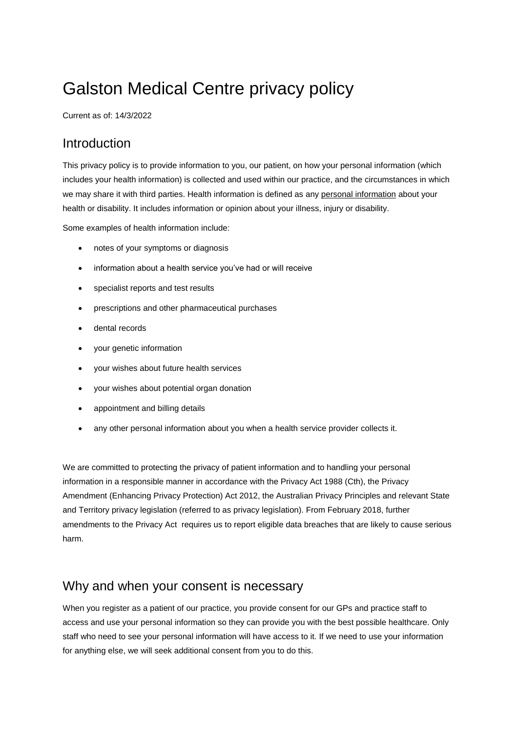# Galston Medical Centre privacy policy

Current as of: 14/3/2022

## Introduction

This privacy policy is to provide information to you, our patient, on how your personal information (which includes your health information) is collected and used within our practice, and the circumstances in which we may share it with third parties. Health information is defined as any personal information about your health or disability. It includes information or opinion about your illness, injury or disability.

Some examples of health information include:

- notes of your symptoms or diagnosis
- information about a health service you've had or will receive
- specialist reports and test results
- prescriptions and other pharmaceutical purchases
- dental records
- your genetic information
- your wishes about future health services
- your wishes about potential organ donation
- appointment and billing details
- any other personal information about you when a health service provider collects it.

We are committed to protecting the privacy of patient information and to handling your personal information in a responsible manner in accordance with the Privacy Act 1988 (Cth), the Privacy Amendment (Enhancing Privacy Protection) Act 2012, the Australian Privacy Principles and relevant State and Territory privacy legislation (referred to as privacy legislation). From February 2018, further amendments to the Privacy Act requires us to report eligible data breaches that are likely to cause serious harm.

## Why and when your consent is necessary

When you register as a patient of our practice, you provide consent for our GPs and practice staff to access and use your personal information so they can provide you with the best possible healthcare. Only staff who need to see your personal information will have access to it. If we need to use your information for anything else, we will seek additional consent from you to do this.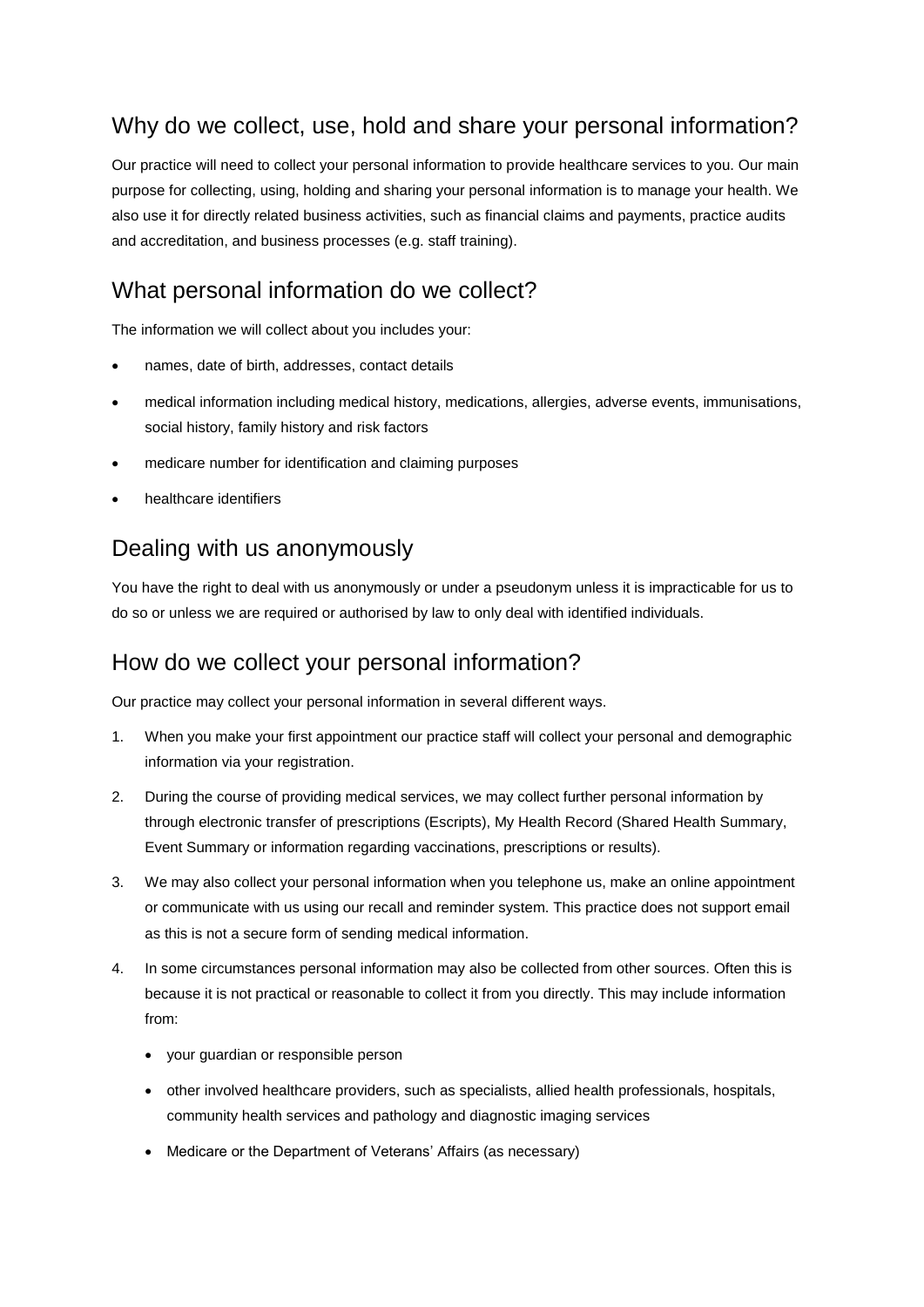## Why do we collect, use, hold and share your personal information?

Our practice will need to collect your personal information to provide healthcare services to you. Our main purpose for collecting, using, holding and sharing your personal information is to manage your health. We also use it for directly related business activities, such as financial claims and payments, practice audits and accreditation, and business processes (e.g. staff training).

## What personal information do we collect?

The information we will collect about you includes your:

- names, date of birth, addresses, contact details
- medical information including medical history, medications, allergies, adverse events, immunisations, social history, family history and risk factors
- medicare number for identification and claiming purposes
- healthcare identifiers

## Dealing with us anonymously

You have the right to deal with us anonymously or under a pseudonym unless it is impracticable for us to do so or unless we are required or authorised by law to only deal with identified individuals.

## How do we collect your personal information?

Our practice may collect your personal information in several different ways.

1. When you make your first appointment our practice staff will collect your personal and demographic information via your registration.
2. During the course of providing medical services, we may collect further personal information by through electronic transfer of prescriptions (Escripts), My Health Record (Shared Health Summary, Event Summary or information regarding vaccinations, prescriptions or results).
3. We may also collect your personal information when you telephone us, make an online appointment or communicate with us using our recall and reminder system. This practice does not support email as this is not a secure form of sending medical information.
4. In some circumstances personal information may also be collected from other sources. Often this is because it is not practical or reasonable to collect it from you directly. This may include information from:
    - your guardian or responsible person
    - other involved healthcare providers, such as specialists, allied health professionals, hospitals, community health services and pathology and diagnostic imaging services
    - Medicare or the Department of Veterans' Affairs (as necessary)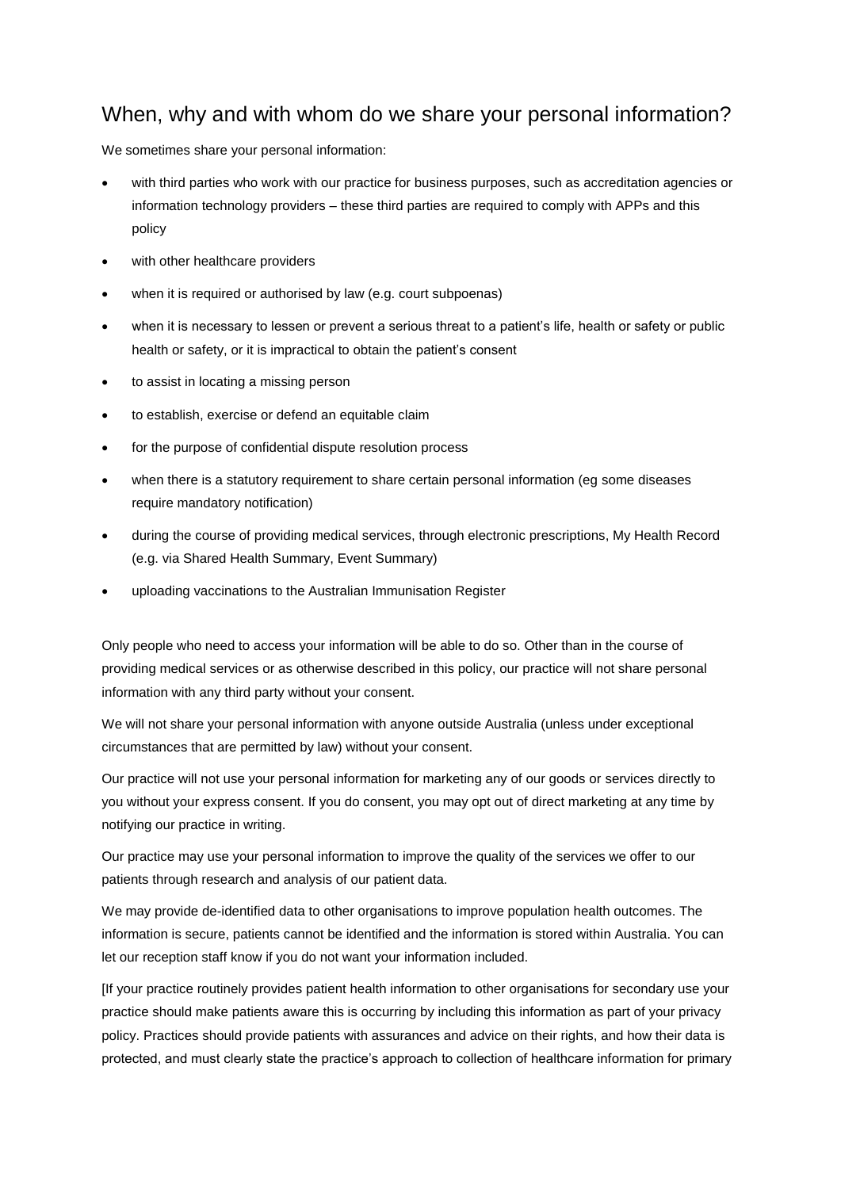## When, why and with whom do we share your personal information?

We sometimes share your personal information:

- with third parties who work with our practice for business purposes, such as accreditation agencies or information technology providers – these third parties are required to comply with APPs and this policy
- with other healthcare providers
- when it is required or authorised by law (e.g. court subpoenas)
- when it is necessary to lessen or prevent a serious threat to a patient's life, health or safety or public health or safety, or it is impractical to obtain the patient's consent
- to assist in locating a missing person
- to establish, exercise or defend an equitable claim
- for the purpose of confidential dispute resolution process
- when there is a statutory requirement to share certain personal information (eg some diseases require mandatory notification)
- during the course of providing medical services, through electronic prescriptions, My Health Record (e.g. via Shared Health Summary, Event Summary)
- uploading vaccinations to the Australian Immunisation Register

Only people who need to access your information will be able to do so. Other than in the course of providing medical services or as otherwise described in this policy, our practice will not share personal information with any third party without your consent.

We will not share your personal information with anyone outside Australia (unless under exceptional circumstances that are permitted by law) without your consent.

Our practice will not use your personal information for marketing any of our goods or services directly to you without your express consent. If you do consent, you may opt out of direct marketing at any time by notifying our practice in writing.

Our practice may use your personal information to improve the quality of the services we offer to our patients through research and analysis of our patient data.

We may provide de-identified data to other organisations to improve population health outcomes. The information is secure, patients cannot be identified and the information is stored within Australia. You can let our reception staff know if you do not want your information included.

[If your practice routinely provides patient health information to other organisations for secondary use your practice should make patients aware this is occurring by including this information as part of your privacy policy. Practices should provide patients with assurances and advice on their rights, and how their data is protected, and must clearly state the practice's approach to collection of healthcare information for primary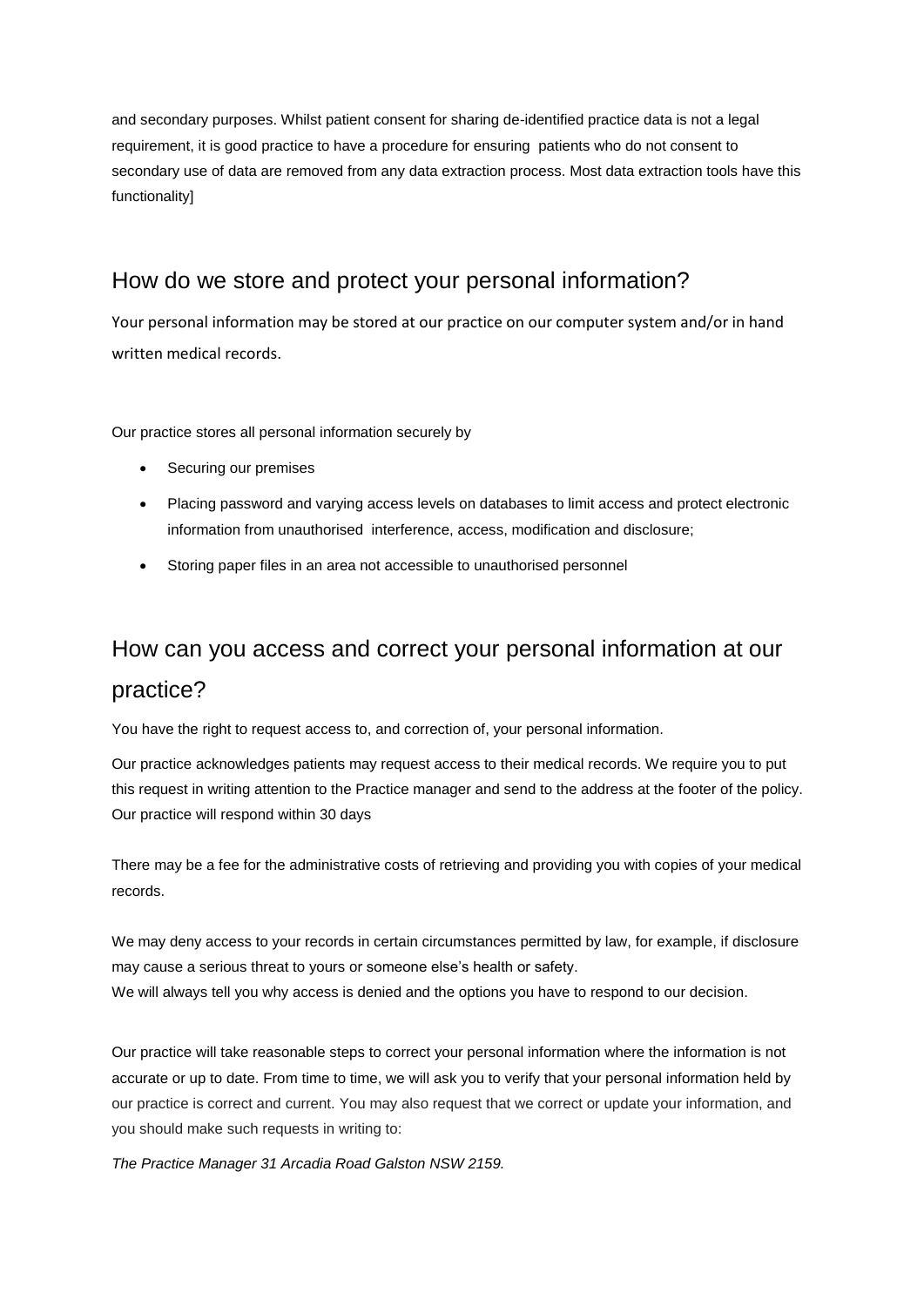and secondary purposes. Whilst patient consent for sharing de-identified practice data is not a legal requirement, it is good practice to have a procedure for ensuring patients who do not consent to secondary use of data are removed from any data extraction process. Most data extraction tools have this functionality]

## How do we store and protect your personal information?

Your personal information may be stored at our practice on our computer system and/or in hand written medical records.

Our practice stores all personal information securely by

- Securing our premises
- Placing password and varying access levels on databases to limit access and protect electronic information from unauthorised interference, access, modification and disclosure;
- Storing paper files in an area not accessible to unauthorised personnel

## How can you access and correct your personal information at our practice?

You have the right to request access to, and correction of, your personal information.

Our practice acknowledges patients may request access to their medical records. We require you to put this request in writing attention to the Practice manager and send to the address at the footer of the policy. Our practice will respond within 30 days

There may be a fee for the administrative costs of retrieving and providing you with copies of your medical records.

We may deny access to your records in certain circumstances permitted by law, for example, if disclosure may cause a serious threat to yours or someone else's health or safety.
We will always tell you why access is denied and the options you have to respond to our decision.

Our practice will take reasonable steps to correct your personal information where the information is not accurate or up to date. From time to time, we will ask you to verify that your personal information held by our practice is correct and current. You may also request that we correct or update your information, and you should make such requests in writing to:

*The Practice Manager 31 Arcadia Road Galston NSW 2159.*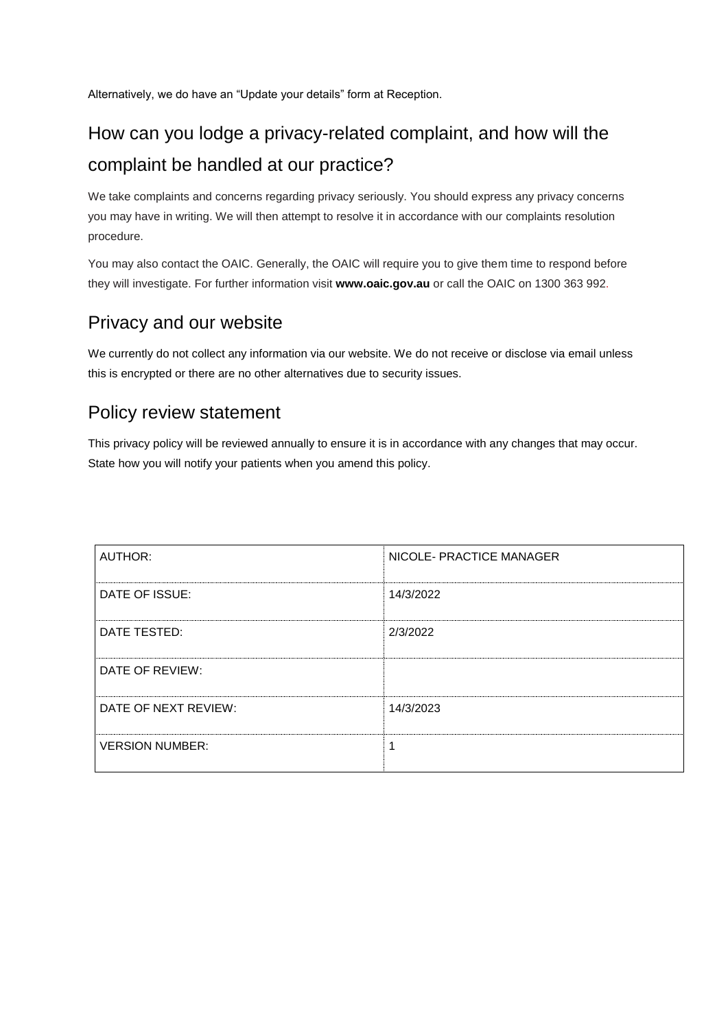Alternatively, we do have an "Update your details" form at Reception.

## How can you lodge a privacy-related complaint, and how will the complaint be handled at our practice?

We take complaints and concerns regarding privacy seriously. You should express any privacy concerns you may have in writing. We will then attempt to resolve it in accordance with our complaints resolution procedure.

You may also contact the OAIC. Generally, the OAIC will require you to give them time to respond before they will investigate. For further information visit **www.oaic.gov.au** or call the OAIC on 1300 363 992.

## Privacy and our website

We currently do not collect any information via our website. We do not receive or disclose via email unless this is encrypted or there are no other alternatives due to security issues.

## Policy review statement

This privacy policy will be reviewed annually to ensure it is in accordance with any changes that may occur. State how you will notify your patients when you amend this policy.

| | |
|---|---|
| AUTHOR: | NICOLE- PRACTICE MANAGER |
| DATE OF ISSUE: | 14/3/2022 |
| DATE TESTED: | 2/3/2022 |
| DATE OF REVIEW: | |
| DATE OF NEXT REVIEW: | 14/3/2023 |
| VERSION NUMBER: | 1 |